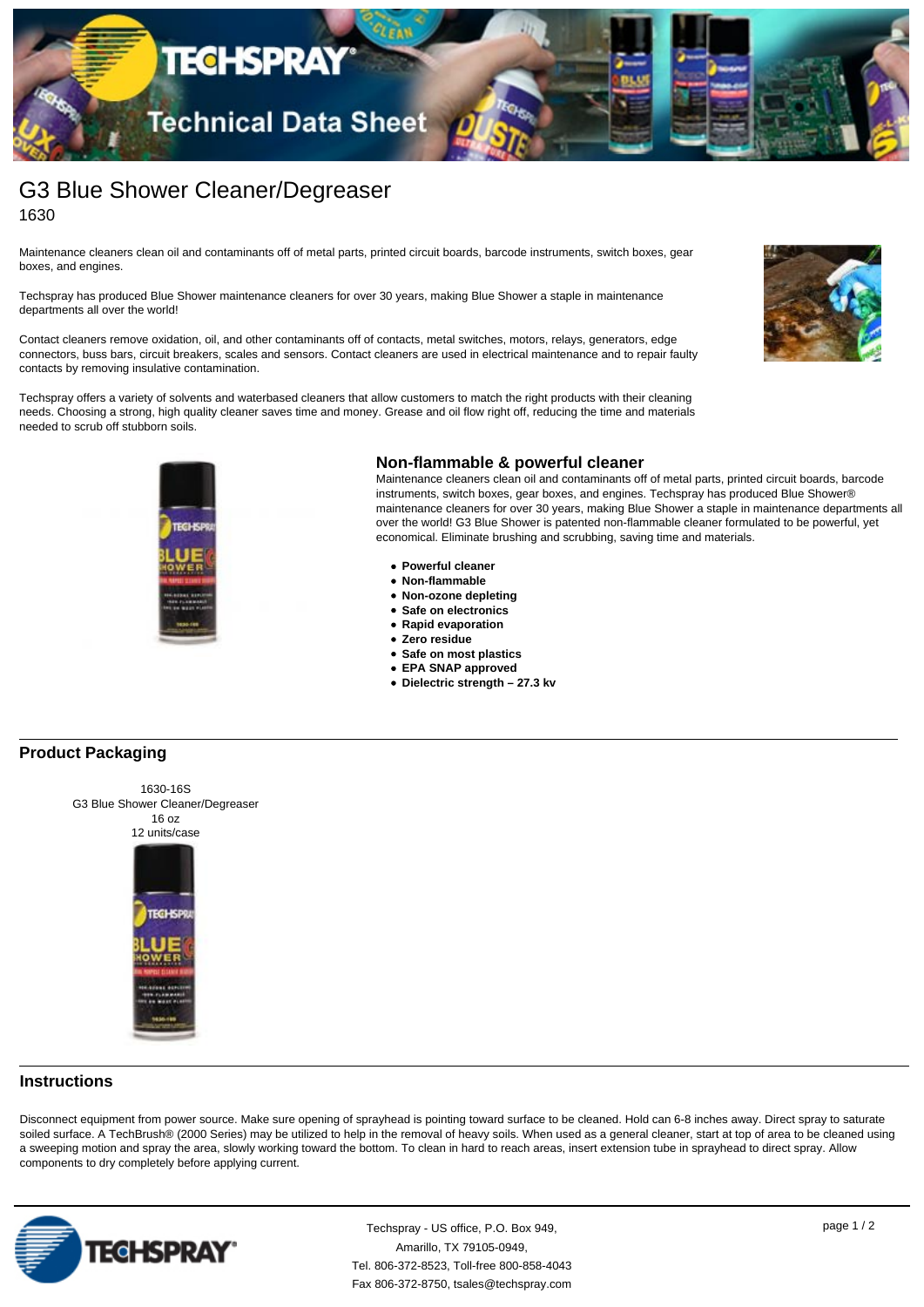# G3 Blue Shower Cleaner/Degreaser

1630

Maintenance cleaners clean oil and contaminants off of metal parts, printed circuit boards, barcode instruments, switch boxes, gear boxes, and engines.

Techspray has produced Blue Shower maintenance cleaners for over 30 years, making Blue Shower a staple in maintenance departments all over the world!

Contact cleaners remove oxidation, oil, and other contaminants off of contacts, metal switches, motors, relays, generators, edge connectors, buss bars, circuit breakers, scales and sensors. Contact cleaners are used in electrical maintenance and to repair faulty contacts by removing insulative contamination.

Techspray offers a variety of solvents and waterbased cleaners that allow customers to match the right products with their cleaning needs. Choosing a strong, high quality cleaner saves time and money. Grease and oil flow right off, reducing the time and materials needed to scrub off stubborn soils.

### Non-flammable & powerful cleaner

Maintenance cleaners clean oil and contaminants off of metal parts, printed circuit boards, barcode instruments, switch boxes, gear boxes, and engines. Techspray has produced Blue Shower® maintenance cleaners for over 30 years, making Blue Shower a staple in maintenance departments all over the world! G3 Blue Shower is patented non-flammable cleaner formulated to be powerful, yet economical. Eliminate brushing and scrubbing, saving time and materials.

- **Powerful cleaner**
- **Non-flammable**
- **Non-ozone depleting**
- **Safe on electronics**
- **Rapid evaporation**
- **Zero residue**
- **Safe on most plastics**
- **EPA SNAP approved**
- **Dielectric strength – 27.3 kv**

## Product Packaging

1630-16S
G3 Blue Shower Cleaner/Degreaser
16 oz
12 units/case

## Instructions

Disconnect equipment from power source. Make sure opening of sprayhead is pointing toward surface to be cleaned. Hold can 6-8 inches away. Direct spray to saturate soiled surface. A TechBrush® (2000 Series) may be utilized to help in the removal of heavy soils. When used as a general cleaner, start at top of area to be cleaned using a sweeping motion and spray the area, slowly working toward the bottom. To clean in hard to reach areas, insert extension tube in sprayhead to direct spray. Allow components to dry completely before applying current.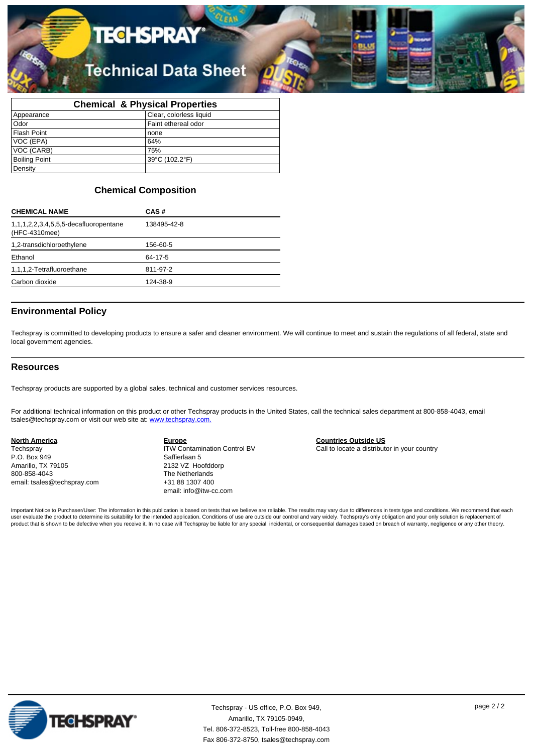| Chemical & Physical Properties | |
|---|---|
| Appearance | Clear, colorless liquid |
| Odor | Faint ethereal odor |
| Flash Point | none |
| VOC (EPA) | 64% |
| VOC (CARB) | 75% |
| Boiling Point | 39°C (102.2°F) |
| Density | |

### Chemical Composition

| CHEMICAL NAME | CAS # |
|---|---|
| 1,1,1,2,2,3,4,5,5,5-decafluoropentane (HFC-4310mee) | 138495-42-8 |
| 1,2-transdichloroethylene | 156-60-5 |
| Ethanol | 64-17-5 |
| 1,1,1,2-Tetrafluoroethane | 811-97-2 |
| Carbon dioxide | 124-38-9 |

## Environmental Policy

Techspray is committed to developing products to ensure a safer and cleaner environment. We will continue to meet and sustain the regulations of all federal, state and local government agencies.

## Resources

Techspray products are supported by a global sales, technical and customer services resources.

For additional technical information on this product or other Techspray products in the United States, call the technical sales department at 800-858-4043, email tsales@techspray.com or visit our web site at: www.techspray.com.

**North America**
Techspray
P.O. Box 949
Amarillo, TX 79105
800-858-4043
email: tsales@techspray.com

**Europe**
ITW Contamination Control BV
Saffierlaan 5
2132 VZ Hoofddorp
The Netherlands
+31 88 1307 400
email: info@itw-cc.com

**Countries Outside US**
Call to locate a distributor in your country

Important Notice to Purchaser/User: The information in this publication is based on tests that we believe are reliable. The results may vary due to differences in tests type and conditions. We recommend that each user evaluate the product to determine its suitability for the intended application. Conditions of use are outside our control and vary widely. Techspray's only obligation and your only solution is replacement of product that is shown to be defective when you receive it. In no case will Techspray be liable for any special, incidental, or consequential damages based on breach of warranty, negligence or any other theory.

Techspray - US office, P.O. Box 949,
Amarillo, TX 79105-0949,
Tel. 806-372-8523, Toll-free 800-858-4043
Fax 806-372-8750, tsales@techspray.com